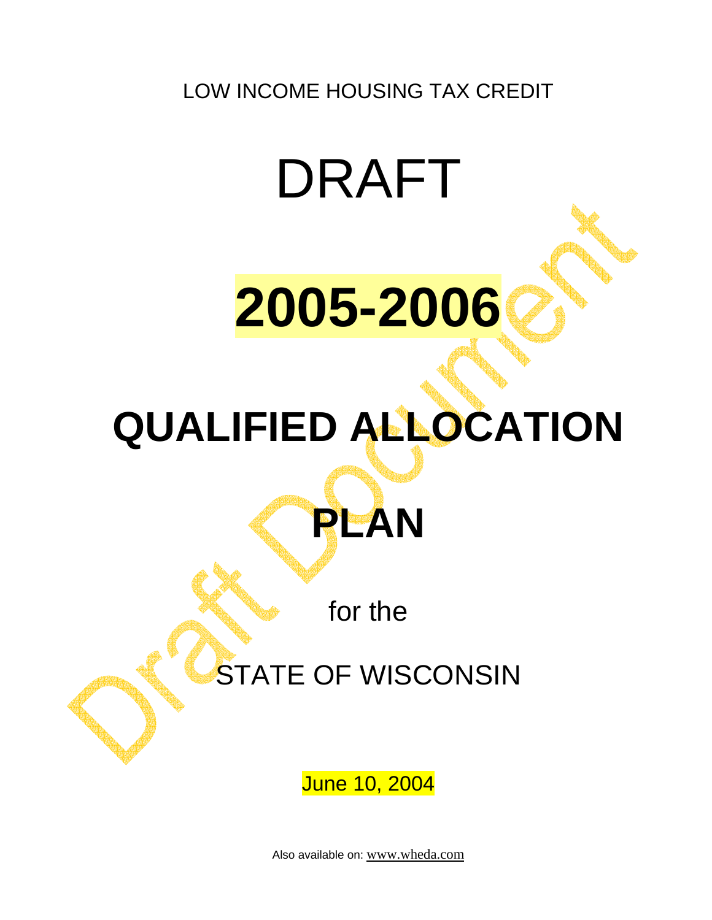LOW INCOME HOUSING TAX CREDIT

# DRAFT

# 2005-2006

# QUALIFIED ALLOCATION PLAN

for the

STATE OF WISCONSIN

June 10, 2004

Also available on: www.wheda.com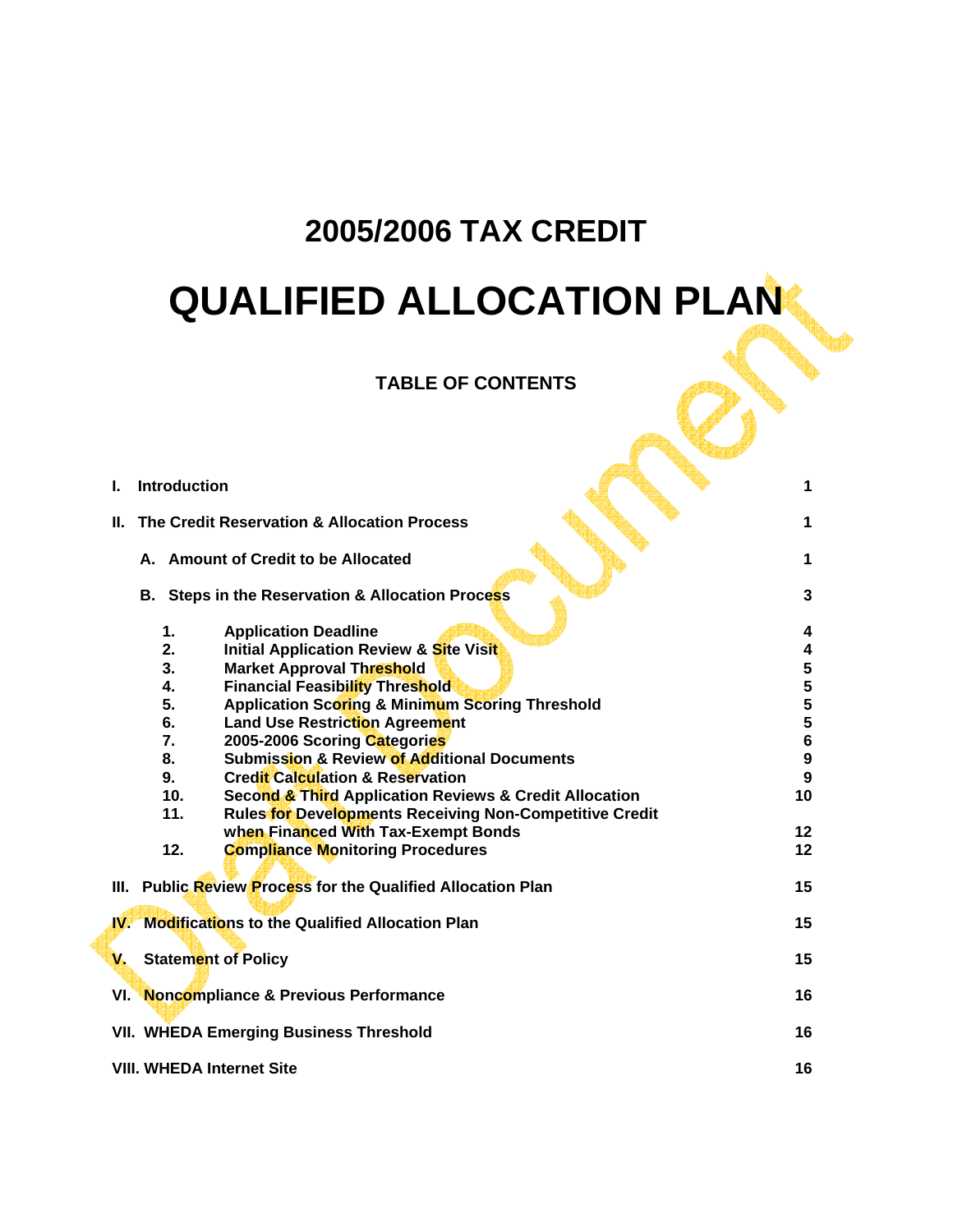# 2005/2006 TAX CREDIT

# QUALIFIED ALLOCATION PLAN

## TABLE OF CONTENTS

| | |
|---|---|
| **I. Introduction** | **1** |
| **II. The Credit Reservation & Allocation Process** | **1** |
| **A. Amount of Credit to be Allocated** | **1** |
| **B. Steps in the Reservation & Allocation Process** | **3** |
| **1. Application Deadline** | **4** |
| **2. Initial Application Review & Site Visit** | **4** |
| **3. Market Approval Threshold** | **5** |
| **4. Financial Feasibility Threshold** | **5** |
| **5. Application Scoring & Minimum Scoring Threshold** | **5** |
| **6. Land Use Restriction Agreement** | **5** |
| **7. 2005-2006 Scoring Categories** | **6** |
| **8. Submission & Review of Additional Documents** | **9** |
| **9. Credit Calculation & Reservation** | **9** |
| **10. Second & Third Application Reviews & Credit Allocation** | **10** |
| **11. Rules for Developments Receiving Non-Competitive Credit when Financed With Tax-Exempt Bonds** | **12** |
| **12. Compliance Monitoring Procedures** | **12** |
| **III. Public Review Process for the Qualified Allocation Plan** | **15** |
| **IV. Modifications to the Qualified Allocation Plan** | **15** |
| **V. Statement of Policy** | **15** |
| **VI. Noncompliance & Previous Performance** | **16** |
| **VII. WHEDA Emerging Business Threshold** | **16** |
| **VIII. WHEDA Internet Site** | **16** |

Draft Document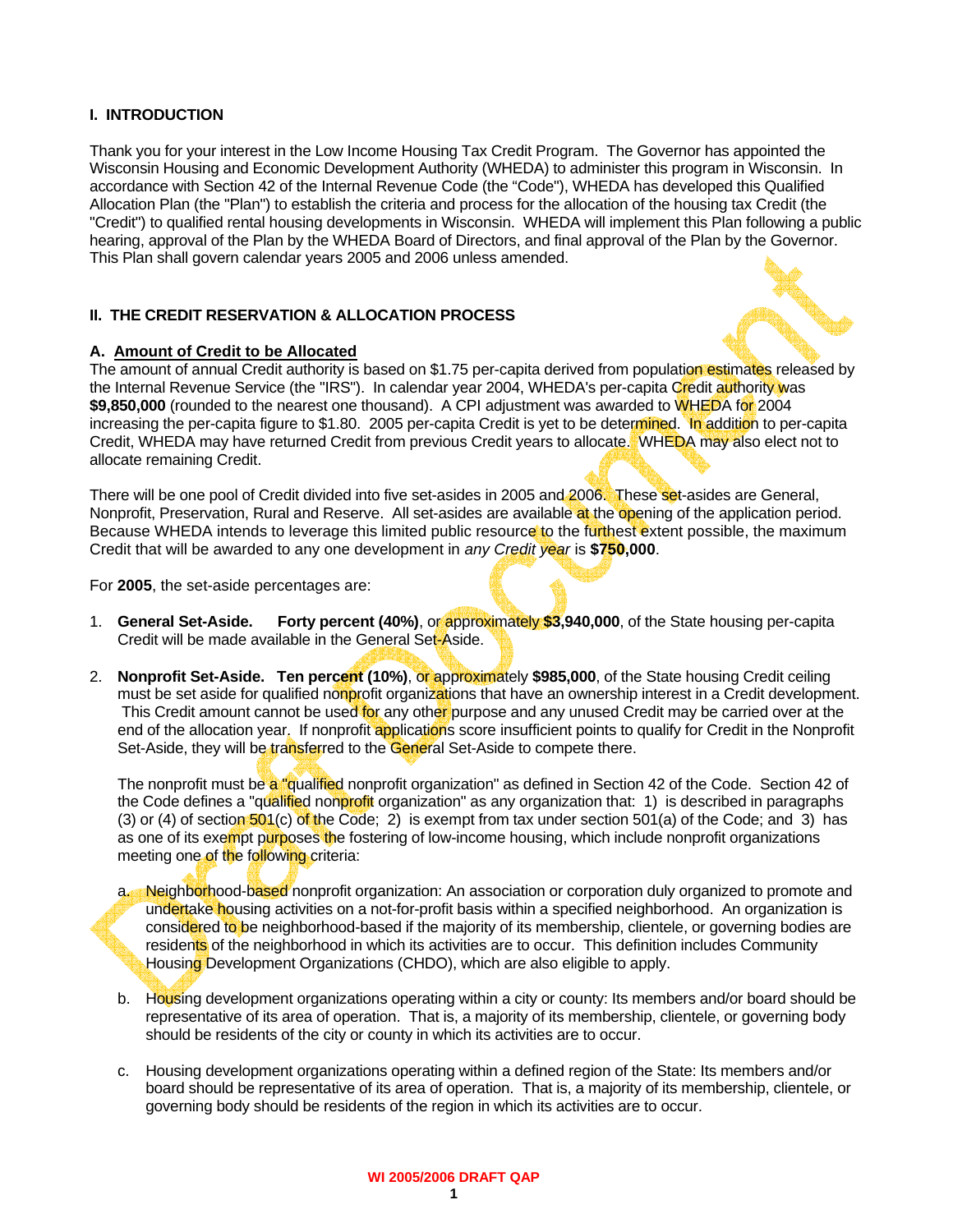## I. INTRODUCTION

Thank you for your interest in the Low Income Housing Tax Credit Program. The Governor has appointed the Wisconsin Housing and Economic Development Authority (WHEDA) to administer this program in Wisconsin. In accordance with Section 42 of the Internal Revenue Code (the "Code"), WHEDA has developed this Qualified Allocation Plan (the "Plan") to establish the criteria and process for the allocation of the housing tax Credit (the "Credit") to qualified rental housing developments in Wisconsin. WHEDA will implement this Plan following a public hearing, approval of the Plan by the WHEDA Board of Directors, and final approval of the Plan by the Governor. This Plan shall govern calendar years 2005 and 2006 unless amended.

## II. THE CREDIT RESERVATION & ALLOCATION PROCESS

### A. Amount of Credit to be Allocated

The amount of annual Credit authority is based on $1.75 per-capita derived from population estimates released by the Internal Revenue Service (the "IRS"). In calendar year 2004, WHEDA's per-capita Credit authority was **$9,850,000** (rounded to the nearest one thousand). A CPI adjustment was awarded to WHEDA for 2004 increasing the per-capita figure to $1.80. 2005 per-capita Credit is yet to be determined. In addition to per-capita Credit, WHEDA may have returned Credit from previous Credit years to allocate. WHEDA may also elect not to allocate remaining Credit.

There will be one pool of Credit divided into five set-asides in 2005 and 2006. These set-asides are General, Nonprofit, Preservation, Rural and Reserve. All set-asides are available at the opening of the application period. Because WHEDA intends to leverage this limited public resource to the furthest extent possible, the maximum Credit that will be awarded to any one development in *any Credit year* is **$750,000**.

For **2005**, the set-aside percentages are:

1. **General Set-Aside. Forty percent (40%)**, or approximately **$3,940,000**, of the State housing per-capita Credit will be made available in the General Set-Aside.

2. **Nonprofit Set-Aside. Ten percent (10%)**, or approximately **$985,000**, of the State housing Credit ceiling must be set aside for qualified nonprofit organizations that have an ownership interest in a Credit development. This Credit amount cannot be used for any other purpose and any unused Credit may be carried over at the end of the allocation year. If nonprofit applications score insufficient points to qualify for Credit in the Nonprofit Set-Aside, they will be transferred to the General Set-Aside to compete there.

   The nonprofit must be a "qualified nonprofit organization" as defined in Section 42 of the Code. Section 42 of the Code defines a "qualified nonprofit organization" as any organization that: 1) is described in paragraphs (3) or (4) of section 501(c) of the Code; 2) is exempt from tax under section 501(a) of the Code; and 3) has as one of its exempt purposes the fostering of low-income housing, which include nonprofit organizations meeting one of the following criteria:

   a. Neighborhood-based nonprofit organization: An association or corporation duly organized to promote and undertake housing activities on a not-for-profit basis within a specified neighborhood. An organization is considered to be neighborhood-based if the majority of its membership, clientele, or governing bodies are residents of the neighborhood in which its activities are to occur. This definition includes Community Housing Development Organizations (CHDO), which are also eligible to apply.

   b. Housing development organizations operating within a city or county: Its members and/or board should be representative of its area of operation. That is, a majority of its membership, clientele, or governing body should be residents of the city or county in which its activities are to occur.

   c. Housing development organizations operating within a defined region of the State: Its members and/or board should be representative of its area of operation. That is, a majority of its membership, clientele, or governing body should be residents of the region in which its activities are to occur.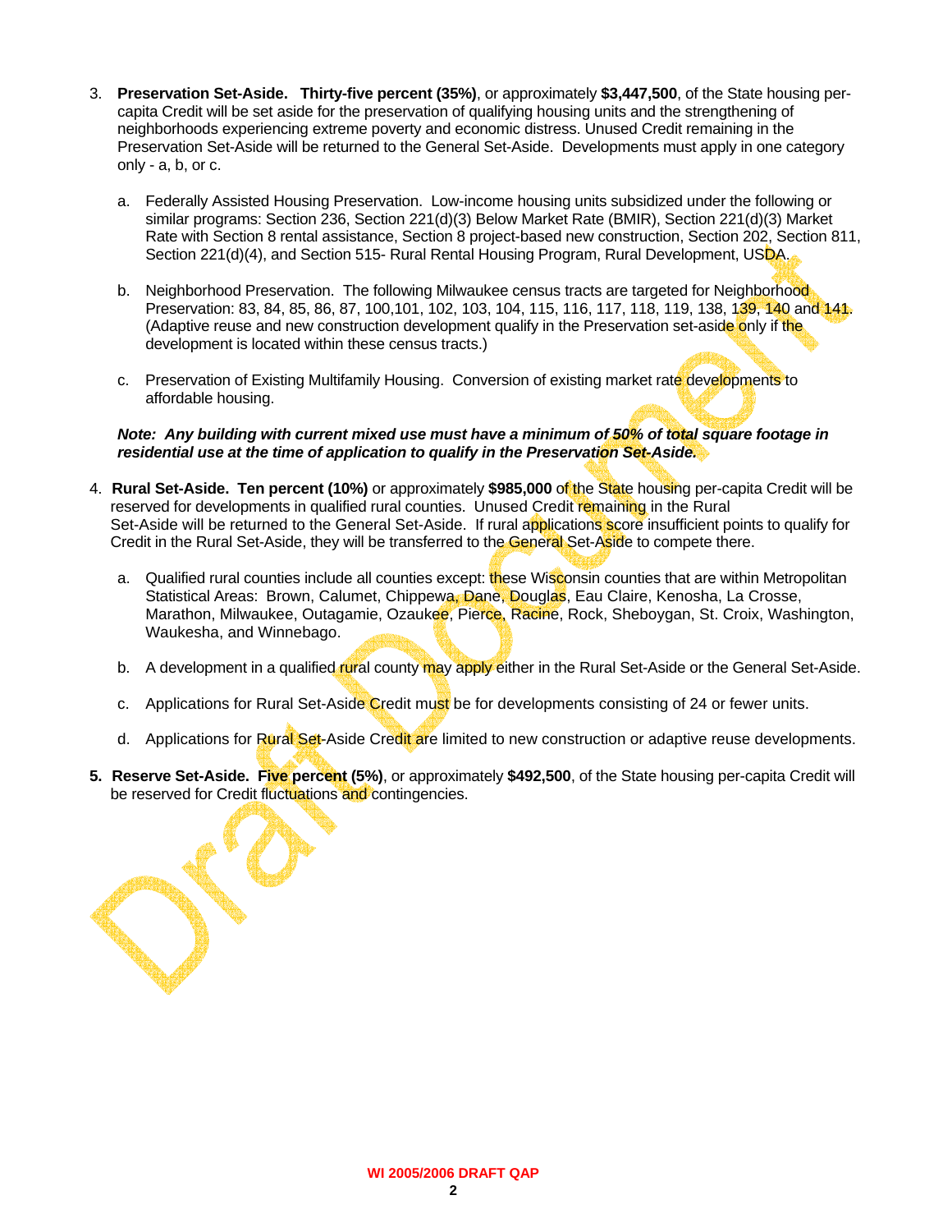3. **Preservation Set-Aside. Thirty-five percent (35%)**, or approximately **$3,447,500**, of the State housing per-capita Credit will be set aside for the preservation of qualifying housing units and the strengthening of neighborhoods experiencing extreme poverty and economic distress. Unused Credit remaining in the Preservation Set-Aside will be returned to the General Set-Aside. Developments must apply in one category only - a, b, or c.

   a. Federally Assisted Housing Preservation. Low-income housing units subsidized under the following or similar programs: Section 236, Section 221(d)(3) Below Market Rate (BMIR), Section 221(d)(3) Market Rate with Section 8 rental assistance, Section 8 project-based new construction, Section 202, Section 811, Section 221(d)(4), and Section 515- Rural Rental Housing Program, Rural Development, USDA.

   b. Neighborhood Preservation. The following Milwaukee census tracts are targeted for Neighborhood Preservation: 83, 84, 85, 86, 87, 100,101, 102, 103, 104, 115, 116, 117, 118, 119, 138, 139, 140 and 141. (Adaptive reuse and new construction development qualify in the Preservation set-aside only if the development is located within these census tracts.)

   c. Preservation of Existing Multifamily Housing. Conversion of existing market rate developments to affordable housing.

   ***Note: Any building with current mixed use must have a minimum of 50% of total square footage in residential use at the time of application to qualify in the Preservation Set-Aside.***

4. **Rural Set-Aside. Ten percent (10%)** or approximately **$985,000** of the State housing per-capita Credit will be reserved for developments in qualified rural counties. Unused Credit remaining in the Rural Set-Aside will be returned to the General Set-Aside. If rural applications score insufficient points to qualify for Credit in the Rural Set-Aside, they will be transferred to the General Set-Aside to compete there.

   a. Qualified rural counties include all counties except: these Wisconsin counties that are within Metropolitan Statistical Areas: Brown, Calumet, Chippewa, Dane, Douglas, Eau Claire, Kenosha, La Crosse, Marathon, Milwaukee, Outagamie, Ozaukee, Pierce, Racine, Rock, Sheboygan, St. Croix, Washington, Waukesha, and Winnebago.

   b. A development in a qualified rural county may apply either in the Rural Set-Aside or the General Set-Aside.

   c. Applications for Rural Set-Aside Credit must be for developments consisting of 24 or fewer units.

   d. Applications for Rural Set-Aside Credit are limited to new construction or adaptive reuse developments.

5. **Reserve Set-Aside. Five percent (5%)**, or approximately **$492,500**, of the State housing per-capita Credit will be reserved for Credit fluctuations and contingencies.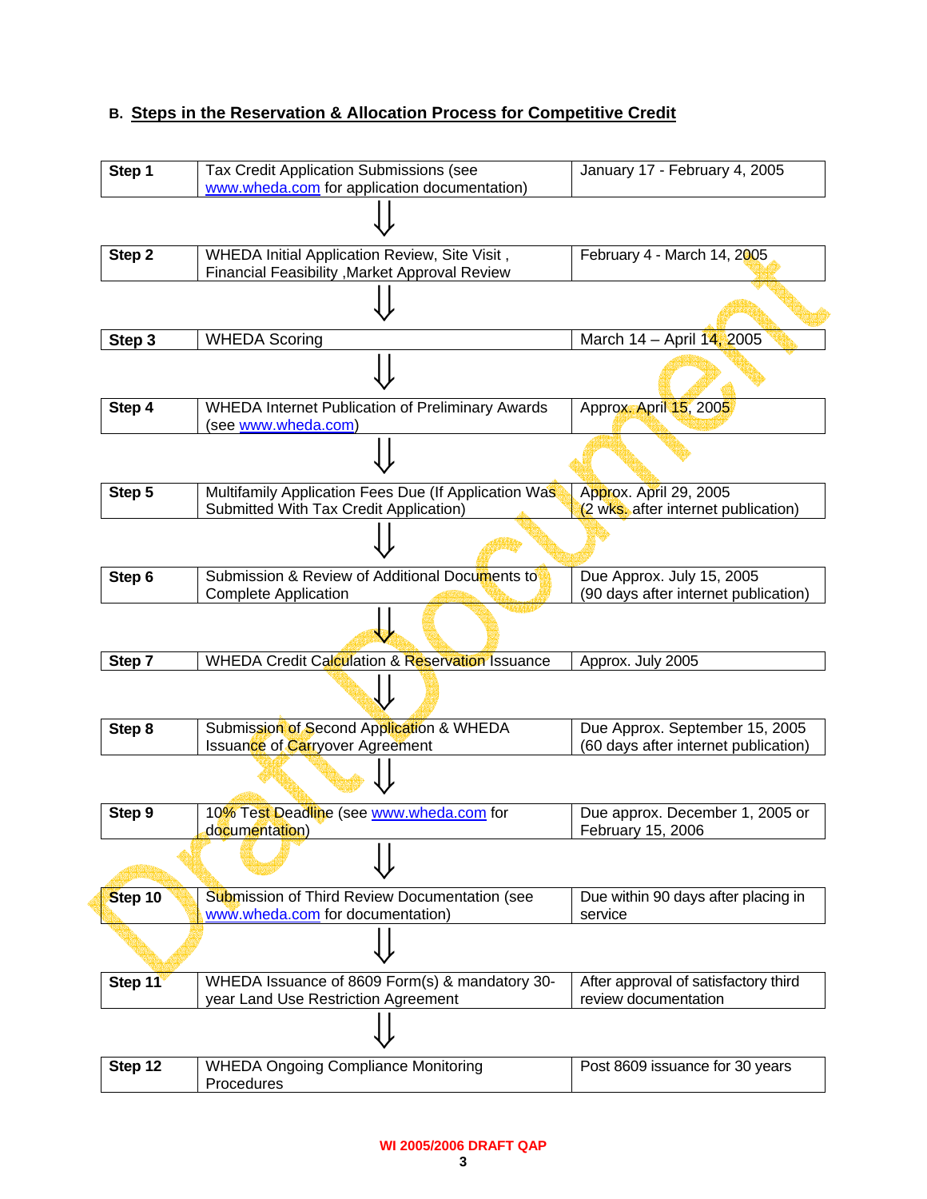### B. Steps in the Reservation & Allocation Process for Competitive Credit

| Step | Description | Timing |
|---|---|---|
| Step 1 | Tax Credit Application Submissions (see www.wheda.com for application documentation) | January 17 - February 4, 2005 |
| Step 2 | WHEDA Initial Application Review, Site Visit , Financial Feasibility ,Market Approval Review | February 4 - March 14, 2005 |
| Step 3 | WHEDA Scoring | March 14 – April 14, 2005 |
| Step 4 | WHEDA Internet Publication of Preliminary Awards (see www.wheda.com) | Approx. April 15, 2005 |
| Step 5 | Multifamily Application Fees Due (If Application Was Submitted With Tax Credit Application) | Approx. April 29, 2005 (2 wks. after internet publication) |
| Step 6 | Submission & Review of Additional Documents to Complete Application | Due Approx. July 15, 2005 (90 days after internet publication) |
| Step 7 | WHEDA Credit Calculation & Reservation Issuance | Approx. July 2005 |
| Step 8 | Submission of Second Application & WHEDA Issuance of Carryover Agreement | Due Approx. September 15, 2005 (60 days after internet publication) |
| Step 9 | 10% Test Deadline (see www.wheda.com for documentation) | Due approx. December 1, 2005 or February 15, 2006 |
| Step 10 | Submission of Third Review Documentation (see www.wheda.com for documentation) | Due within 90 days after placing in service |
| Step 11 | WHEDA Issuance of 8609 Form(s) & mandatory 30-year Land Use Restriction Agreement | After approval of satisfactory third review documentation |
| Step 12 | WHEDA Ongoing Compliance Monitoring Procedures | Post 8609 issuance for 30 years |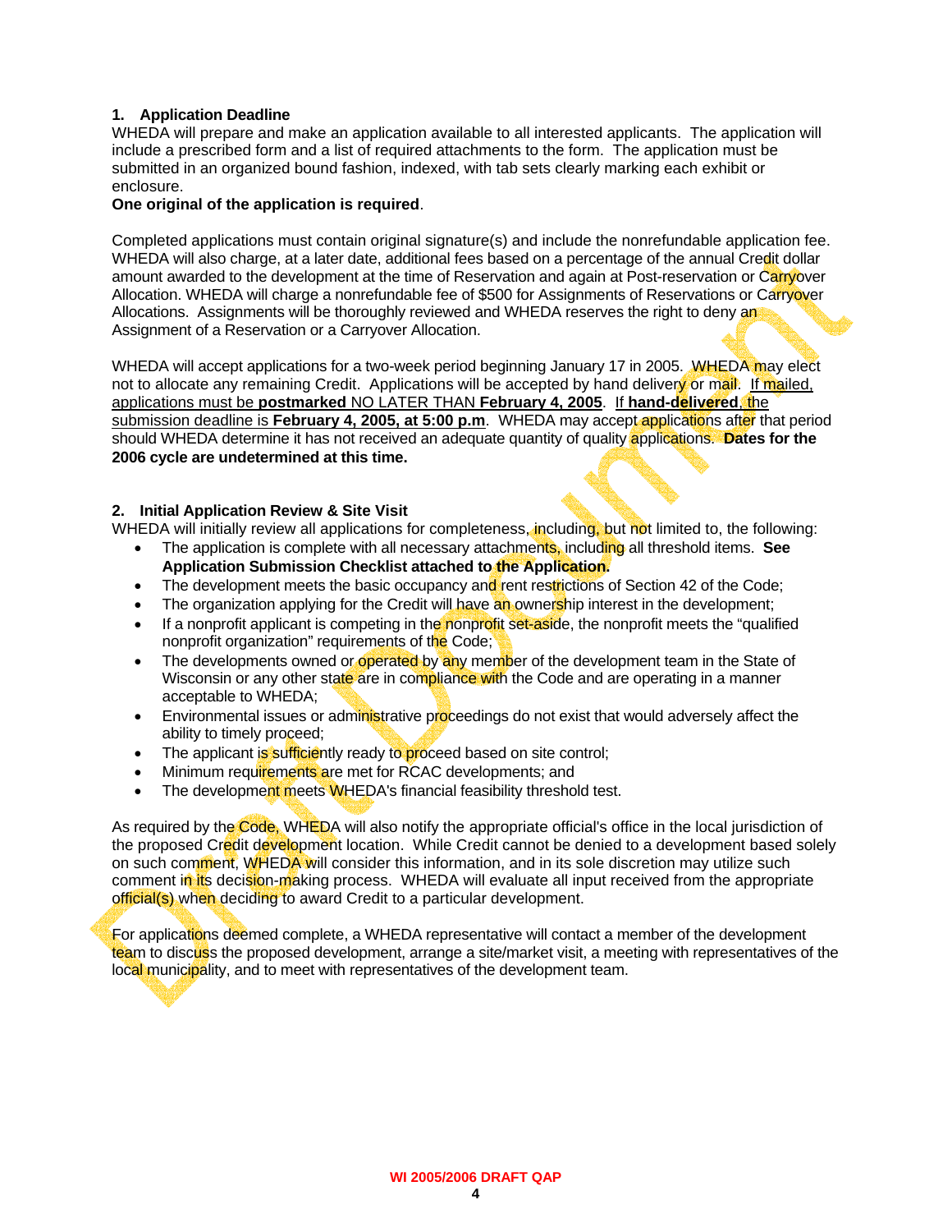### 1. Application Deadline

WHEDA will prepare and make an application available to all interested applicants. The application will include a prescribed form and a list of required attachments to the form. The application must be submitted in an organized bound fashion, indexed, with tab sets clearly marking each exhibit or enclosure.

**One original of the application is required**.

Completed applications must contain original signature(s) and include the nonrefundable application fee. WHEDA will also charge, at a later date, additional fees based on a percentage of the annual Credit dollar amount awarded to the development at the time of Reservation and again at Post-reservation or Carryover Allocation. WHEDA will charge a nonrefundable fee of $500 for Assignments of Reservations or Carryover Allocations. Assignments will be thoroughly reviewed and WHEDA reserves the right to deny an Assignment of a Reservation or a Carryover Allocation.

WHEDA will accept applications for a two-week period beginning January 17 in 2005. WHEDA may elect not to allocate any remaining Credit. Applications will be accepted by hand delivery or mail. If mailed, applications must be **postmarked** NO LATER THAN **February 4, 2005**. If **hand-delivered**, the submission deadline is **February 4, 2005, at 5:00 p.m**. WHEDA may accept applications after that period should WHEDA determine it has not received an adequate quantity of quality applications. **Dates for the 2006 cycle are undetermined at this time.**

### 2. Initial Application Review & Site Visit

WHEDA will initially review all applications for completeness, including, but not limited to, the following:

- The application is complete with all necessary attachments, including all threshold items. **See Application Submission Checklist attached to the Application.**
- The development meets the basic occupancy and rent restrictions of Section 42 of the Code;
- The organization applying for the Credit will have an ownership interest in the development;
- If a nonprofit applicant is competing in the nonprofit set-aside, the nonprofit meets the "qualified nonprofit organization" requirements of the Code;
- The developments owned or operated by any member of the development team in the State of Wisconsin or any other state are in compliance with the Code and are operating in a manner acceptable to WHEDA;
- Environmental issues or administrative proceedings do not exist that would adversely affect the ability to timely proceed;
- The applicant is sufficiently ready to proceed based on site control;
- Minimum requirements are met for RCAC developments; and
- The development meets WHEDA's financial feasibility threshold test.

As required by the Code, WHEDA will also notify the appropriate official's office in the local jurisdiction of the proposed Credit development location. While Credit cannot be denied to a development based solely on such comment, WHEDA will consider this information, and in its sole discretion may utilize such comment in its decision-making process. WHEDA will evaluate all input received from the appropriate official(s) when deciding to award Credit to a particular development.

For applications deemed complete, a WHEDA representative will contact a member of the development team to discuss the proposed development, arrange a site/market visit, a meeting with representatives of the local municipality, and to meet with representatives of the development team.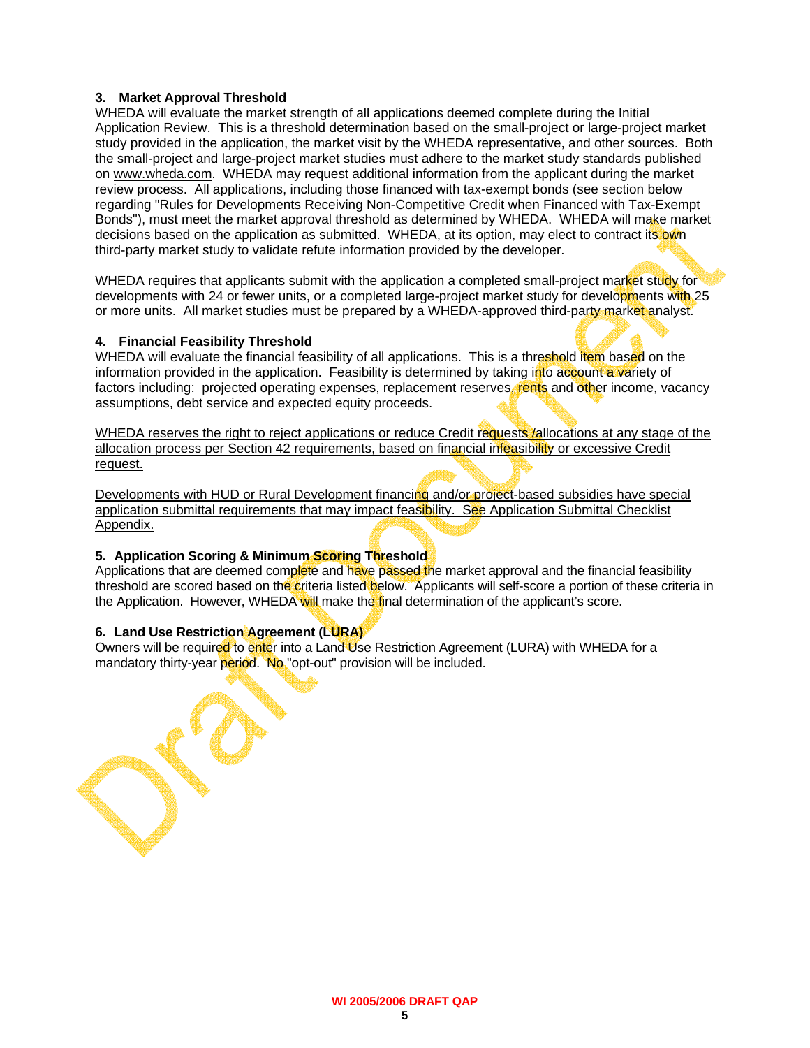### 3. Market Approval Threshold

WHEDA will evaluate the market strength of all applications deemed complete during the Initial Application Review. This is a threshold determination based on the small-project or large-project market study provided in the application, the market visit by the WHEDA representative, and other sources. Both the small-project and large-project market studies must adhere to the market study standards published on www.wheda.com. WHEDA may request additional information from the applicant during the market review process. All applications, including those financed with tax-exempt bonds (see section below regarding "Rules for Developments Receiving Non-Competitive Credit when Financed with Tax-Exempt Bonds"), must meet the market approval threshold as determined by WHEDA. WHEDA will make market decisions based on the application as submitted. WHEDA, at its option, may elect to contract its own third-party market study to validate refute information provided by the developer.

WHEDA requires that applicants submit with the application a completed small-project market study for developments with 24 or fewer units, or a completed large-project market study for developments with 25 or more units. All market studies must be prepared by a WHEDA-approved third-party market analyst.

### 4. Financial Feasibility Threshold

WHEDA will evaluate the financial feasibility of all applications. This is a threshold item based on the information provided in the application. Feasibility is determined by taking into account a variety of factors including: projected operating expenses, replacement reserves, rents and other income, vacancy assumptions, debt service and expected equity proceeds.

WHEDA reserves the right to reject applications or reduce Credit requests /allocations at any stage of the allocation process per Section 42 requirements, based on financial infeasibility or excessive Credit request.

Developments with HUD or Rural Development financing and/or project-based subsidies have special application submittal requirements that may impact feasibility. See Application Submittal Checklist Appendix.

### 5. Application Scoring & Minimum Scoring Threshold

Applications that are deemed complete and have passed the market approval and the financial feasibility threshold are scored based on the criteria listed below. Applicants will self-score a portion of these criteria in the Application. However, WHEDA will make the final determination of the applicant's score.

### 6. Land Use Restriction Agreement (LURA)

Owners will be required to enter into a Land Use Restriction Agreement (LURA) with WHEDA for a mandatory thirty-year period. No "opt-out" provision will be included.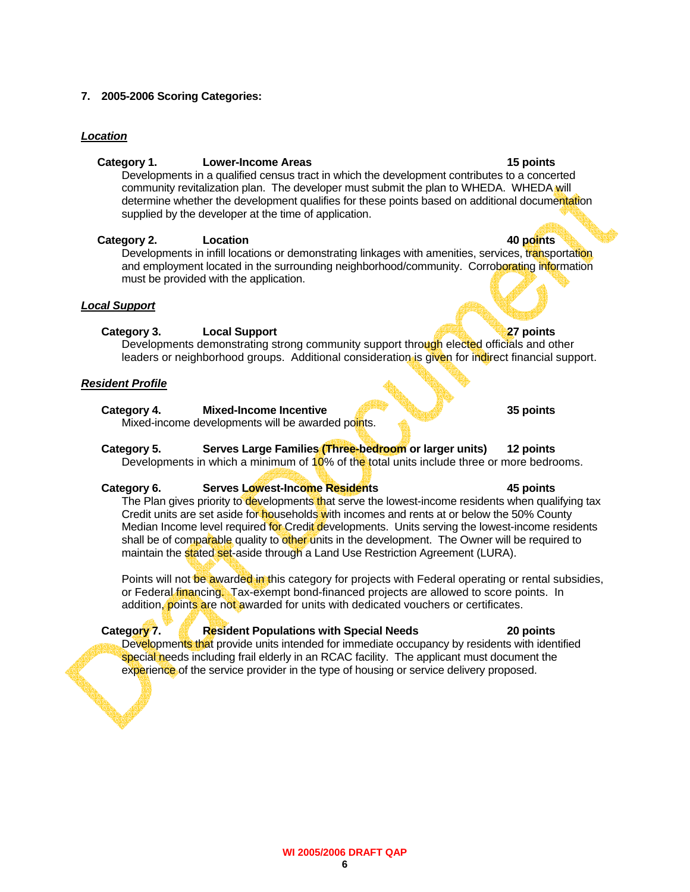## 7. 2005-2006 Scoring Categories:

***Location***

**Category 1. Lower-Income Areas 15 points**

Developments in a qualified census tract in which the development contributes to a concerted community revitalization plan. The developer must submit the plan to WHEDA. WHEDA will determine whether the development qualifies for these points based on additional documentation supplied by the developer at the time of application.

**Category 2. Location 40 points**

Developments in infill locations or demonstrating linkages with amenities, services, transportation and employment located in the surrounding neighborhood/community. Corroborating information must be provided with the application.

***Local Support***

**Category 3. Local Support 27 points**

Developments demonstrating strong community support through elected officials and other leaders or neighborhood groups. Additional consideration is given for indirect financial support.

***Resident Profile***

**Category 4. Mixed-Income Incentive 35 points**

Mixed-income developments will be awarded points.

**Category 5. Serves Large Families (Three-bedroom or larger units) 12 points**

Developments in which a minimum of 10% of the total units include three or more bedrooms.

**Category 6. Serves Lowest-Income Residents 45 points**

The Plan gives priority to developments that serve the lowest-income residents when qualifying tax Credit units are set aside for households with incomes and rents at or below the 50% County Median Income level required for Credit developments. Units serving the lowest-income residents shall be of comparable quality to other units in the development. The Owner will be required to maintain the stated set-aside through a Land Use Restriction Agreement (LURA).

Points will not be awarded in this category for projects with Federal operating or rental subsidies, or Federal financing. Tax-exempt bond-financed projects are allowed to score points. In addition, points are not awarded for units with dedicated vouchers or certificates.

**Category 7. Resident Populations with Special Needs 20 points**

Developments that provide units intended for immediate occupancy by residents with identified special needs including frail elderly in an RCAC facility. The applicant must document the experience of the service provider in the type of housing or service delivery proposed.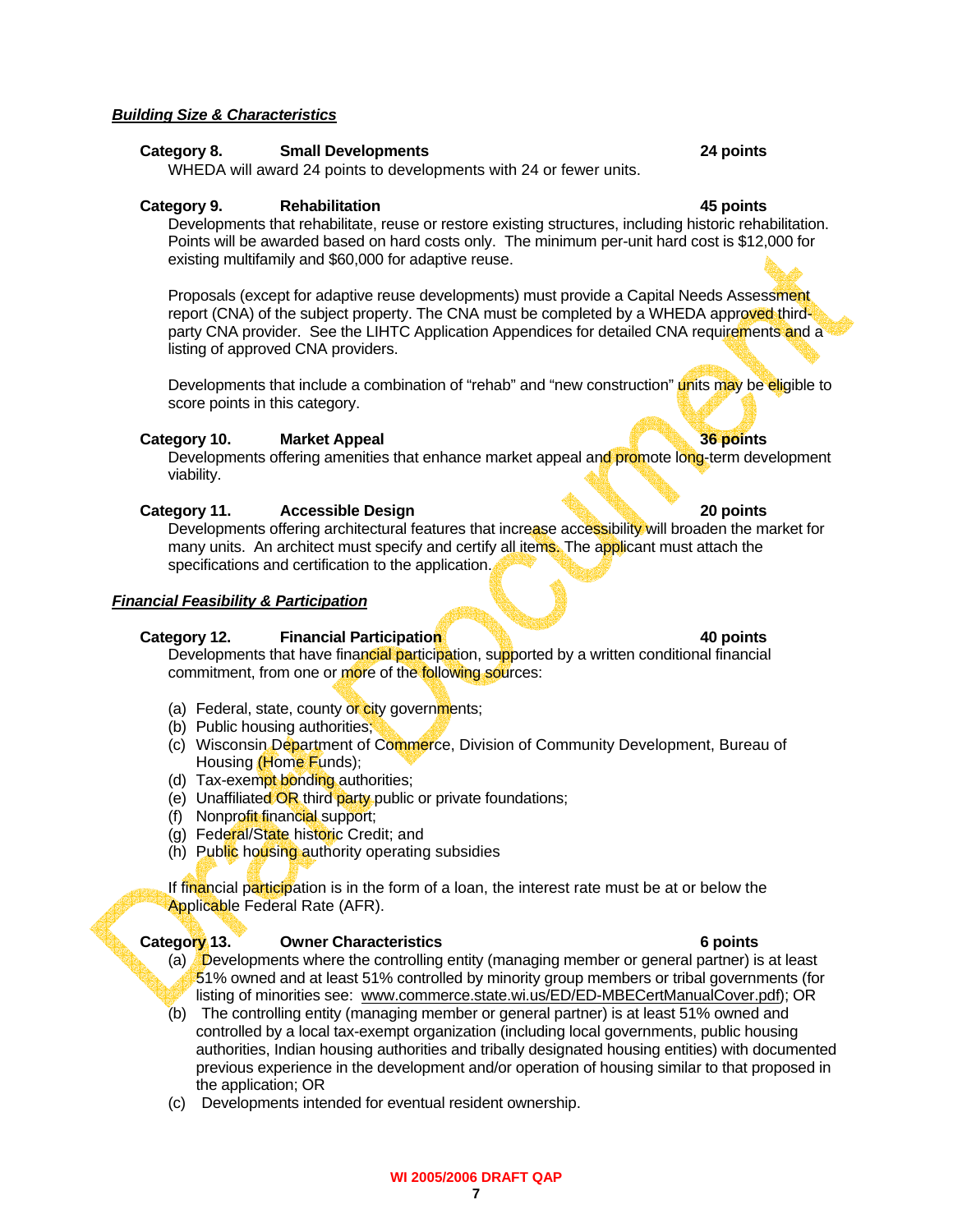***Building Size & Characteristics***

**Category 8. Small Developments 24 points**

WHEDA will award 24 points to developments with 24 or fewer units.

**Category 9. Rehabilitation 45 points**

Developments that rehabilitate, reuse or restore existing structures, including historic rehabilitation. Points will be awarded based on hard costs only. The minimum per-unit hard cost is $12,000 for existing multifamily and $60,000 for adaptive reuse.

Proposals (except for adaptive reuse developments) must provide a Capital Needs Assessment report (CNA) of the subject property. The CNA must be completed by a WHEDA approved third-party CNA provider. See the LIHTC Application Appendices for detailed CNA requirements and a listing of approved CNA providers.

Developments that include a combination of "rehab" and "new construction" units may be eligible to score points in this category.

**Category 10. Market Appeal 36 points**

Developments offering amenities that enhance market appeal and promote long-term development viability.

**Category 11. Accessible Design 20 points**

Developments offering architectural features that increase accessibility will broaden the market for many units. An architect must specify and certify all items. The applicant must attach the specifications and certification to the application.

***Financial Feasibility & Participation***

**Category 12. Financial Participation 40 points**

Developments that have financial participation, supported by a written conditional financial commitment, from one or more of the following sources:

(a) Federal, state, county or city governments;
(b) Public housing authorities;
(c) Wisconsin Department of Commerce, Division of Community Development, Bureau of Housing (Home Funds);
(d) Tax-exempt bonding authorities;
(e) Unaffiliated OR third party public or private foundations;
(f) Nonprofit financial support;
(g) Federal/State historic Credit; and
(h) Public housing authority operating subsidies

If financial participation is in the form of a loan, the interest rate must be at or below the Applicable Federal Rate (AFR).

**Category 13. Owner Characteristics 6 points**

(a) Developments where the controlling entity (managing member or general partner) is at least 51% owned and at least 51% controlled by minority group members or tribal governments (for listing of minorities see: www.commerce.state.wi.us/ED/ED-MBECertManualCover.pdf); OR
(b) The controlling entity (managing member or general partner) is at least 51% owned and controlled by a local tax-exempt organization (including local governments, public housing authorities, Indian housing authorities and tribally designated housing entities) with documented previous experience in the development and/or operation of housing similar to that proposed in the application; OR
(c) Developments intended for eventual resident ownership.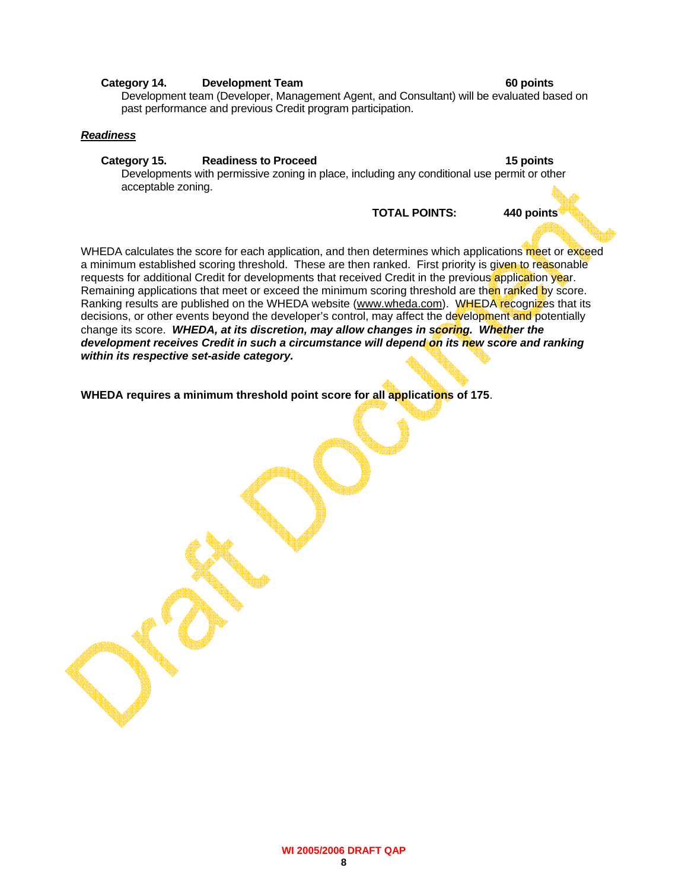**Category 14. Development Team 60 points**

Development team (Developer, Management Agent, and Consultant) will be evaluated based on past performance and previous Credit program participation.

***Readiness***

**Category 15. Readiness to Proceed 15 points**

Developments with permissive zoning in place, including any conditional use permit or other acceptable zoning.

**TOTAL POINTS: 440 points**

WHEDA calculates the score for each application, and then determines which applications meet or exceed a minimum established scoring threshold. These are then ranked. First priority is given to reasonable requests for additional Credit for developments that received Credit in the previous application year. Remaining applications that meet or exceed the minimum scoring threshold are then ranked by score. Ranking results are published on the WHEDA website (www.wheda.com). WHEDA recognizes that its decisions, or other events beyond the developer's control, may affect the development and potentially change its score. ***WHEDA, at its discretion, may allow changes in scoring. Whether the development receives Credit in such a circumstance will depend on its new score and ranking within its respective set-aside category.***

**WHEDA requires a minimum threshold point score for all applications of 175**.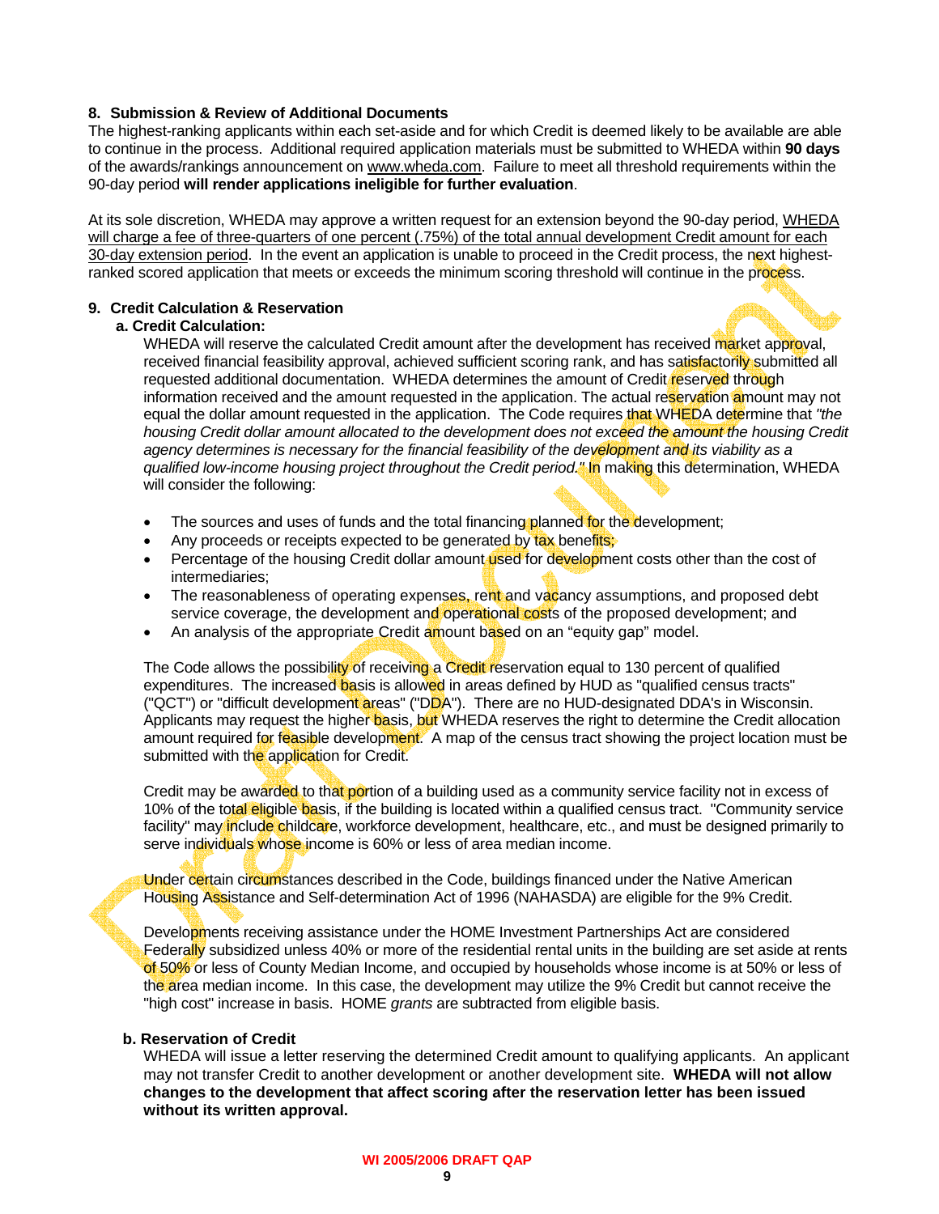## 8. Submission & Review of Additional Documents

The highest-ranking applicants within each set-aside and for which Credit is deemed likely to be available are able to continue in the process. Additional required application materials must be submitted to WHEDA within **90 days** of the awards/rankings announcement on www.wheda.com. Failure to meet all threshold requirements within the 90-day period **will render applications ineligible for further evaluation**.

At its sole discretion, WHEDA may approve a written request for an extension beyond the 90-day period, WHEDA will charge a fee of three-quarters of one percent (.75%) of the total annual development Credit amount for each 30-day extension period. In the event an application is unable to proceed in the Credit process, the next highest-ranked scored application that meets or exceeds the minimum scoring threshold will continue in the process.

## 9. Credit Calculation & Reservation

### a. Credit Calculation:

WHEDA will reserve the calculated Credit amount after the development has received market approval, received financial feasibility approval, achieved sufficient scoring rank, and has satisfactorily submitted all requested additional documentation. WHEDA determines the amount of Credit reserved through information received and the amount requested in the application. The actual reservation amount may not equal the dollar amount requested in the application. The Code requires that WHEDA determine that *"the housing Credit dollar amount allocated to the development does not exceed the amount the housing Credit agency determines is necessary for the financial feasibility of the development and its viability as a qualified low-income housing project throughout the Credit period."* In making this determination, WHEDA will consider the following:

- The sources and uses of funds and the total financing planned for the development;
- Any proceeds or receipts expected to be generated by tax benefits;
- Percentage of the housing Credit dollar amount used for development costs other than the cost of intermediaries;
- The reasonableness of operating expenses, rent and vacancy assumptions, and proposed debt service coverage, the development and operational costs of the proposed development; and
- An analysis of the appropriate Credit amount based on an "equity gap" model.

The Code allows the possibility of receiving a Credit reservation equal to 130 percent of qualified expenditures. The increased basis is allowed in areas defined by HUD as "qualified census tracts" ("QCT") or "difficult development areas" ("DDA"). There are no HUD-designated DDA's in Wisconsin. Applicants may request the higher basis, but WHEDA reserves the right to determine the Credit allocation amount required for feasible development. A map of the census tract showing the project location must be submitted with the application for Credit.

Credit may be awarded to that portion of a building used as a community service facility not in excess of 10% of the total eligible basis, if the building is located within a qualified census tract. "Community service facility" may include childcare, workforce development, healthcare, etc., and must be designed primarily to serve individuals whose income is 60% or less of area median income.

Under certain circumstances described in the Code, buildings financed under the Native American Housing Assistance and Self-determination Act of 1996 (NAHASDA) are eligible for the 9% Credit.

Developments receiving assistance under the HOME Investment Partnerships Act are considered Federally subsidized unless 40% or more of the residential rental units in the building are set aside at rents of 50% or less of County Median Income, and occupied by households whose income is at 50% or less of the area median income. In this case, the development may utilize the 9% Credit but cannot receive the "high cost" increase in basis. HOME *grants* are subtracted from eligible basis.

### b. Reservation of Credit

WHEDA will issue a letter reserving the determined Credit amount to qualifying applicants. An applicant may not transfer Credit to another development or another development site. **WHEDA will not allow changes to the development that affect scoring after the reservation letter has been issued without its written approval.**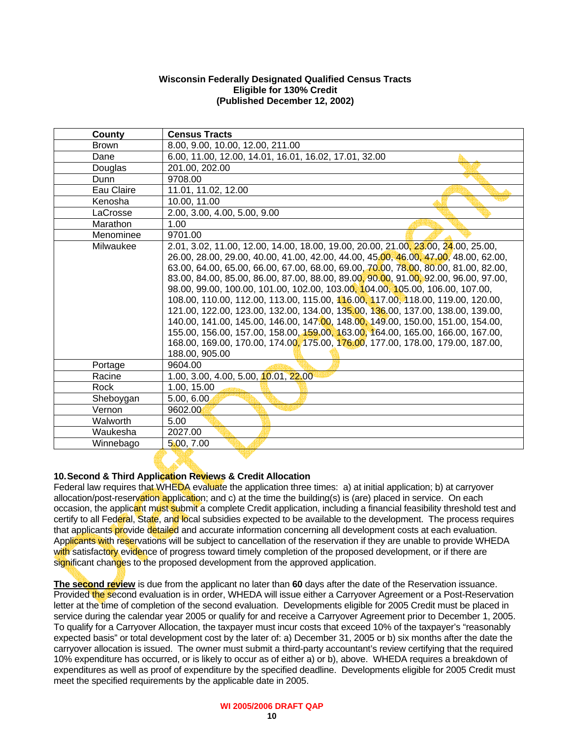**Wisconsin Federally Designated Qualified Census Tracts**
**Eligible for 130% Credit**
**(Published December 12, 2002)**

| County | Census Tracts |
|---|---|
| Brown | 8.00, 9.00, 10.00, 12.00, 211.00 |
| Dane | 6.00, 11.00, 12.00, 14.01, 16.01, 16.02, 17.01, 32.00 |
| Douglas | 201.00, 202.00 |
| Dunn | 9708.00 |
| Eau Claire | 11.01, 11.02, 12.00 |
| Kenosha | 10.00, 11.00 |
| LaCrosse | 2.00, 3.00, 4.00, 5.00, 9.00 |
| Marathon | 1.00 |
| Menominee | 9701.00 |
| Milwaukee | 2.01, 3.02, 11.00, 12.00, 14.00, 18.00, 19.00, 20.00, 21.00, 23.00, 24.00, 25.00, 26.00, 28.00, 29.00, 40.00, 41.00, 42.00, 44.00, 45.00, 46.00, 47.00, 48.00, 62.00, 63.00, 64.00, 65.00, 66.00, 67.00, 68.00, 69.00, 70.00, 78.00, 80.00, 81.00, 82.00, 83.00, 84.00, 85.00, 86.00, 87.00, 88.00, 89.00, 90.00, 91.00, 92.00, 96.00, 97.00, 98.00, 99.00, 100.00, 101.00, 102.00, 103.00, 104.00, 105.00, 106.00, 107.00, 108.00, 110.00, 112.00, 113.00, 115.00, 116.00, 117.00, 118.00, 119.00, 120.00, 121.00, 122.00, 123.00, 132.00, 134.00, 135.00, 136.00, 137.00, 138.00, 139.00, 140.00, 141.00, 145.00, 146.00, 147.00, 148.00, 149.00, 150.00, 151.00, 154.00, 155.00, 156.00, 157.00, 158.00, 159.00, 163.00, 164.00, 165.00, 166.00, 167.00, 168.00, 169.00, 170.00, 174.00, 175.00, 176.00, 177.00, 178.00, 179.00, 187.00, 188.00, 905.00 |
| Portage | 9604.00 |
| Racine | 1.00, 3.00, 4.00, 5.00, 10.01, 22.00 |
| Rock | 1.00, 15.00 |
| Sheboygan | 5.00, 6.00 |
| Vernon | 9602.00 |
| Walworth | 5.00 |
| Waukesha | 2027.00 |
| Winnebago | 5.00, 7.00 |

### 10. Second & Third Application Reviews & Credit Allocation

Federal law requires that WHEDA evaluate the application three times: a) at initial application; b) at carryover allocation/post-reservation application; and c) at the time the building(s) is (are) placed in service. On each occasion, the applicant must submit a complete Credit application, including a financial feasibility threshold test and certify to all Federal, State, and local subsidies expected to be available to the development. The process requires that applicants provide detailed and accurate information concerning all development costs at each evaluation. Applicants with reservations will be subject to cancellation of the reservation if they are unable to provide WHEDA with satisfactory evidence of progress toward timely completion of the proposed development, or if there are significant changes to the proposed development from the approved application.

**The second review** is due from the applicant no later than **60** days after the date of the Reservation issuance. Provided the second evaluation is in order, WHEDA will issue either a Carryover Agreement or a Post-Reservation letter at the time of completion of the second evaluation. Developments eligible for 2005 Credit must be placed in service during the calendar year 2005 or qualify for and receive a Carryover Agreement prior to December 1, 2005. To qualify for a Carryover Allocation, the taxpayer must incur costs that exceed 10% of the taxpayer's "reasonably expected basis" or total development cost by the later of: a) December 31, 2005 or b) six months after the date the carryover allocation is issued. The owner must submit a third-party accountant's review certifying that the required 10% expenditure has occurred, or is likely to occur as of either a) or b), above. WHEDA requires a breakdown of expenditures as well as proof of expenditure by the specified deadline. Developments eligible for 2005 Credit must meet the specified requirements by the applicable date in 2005.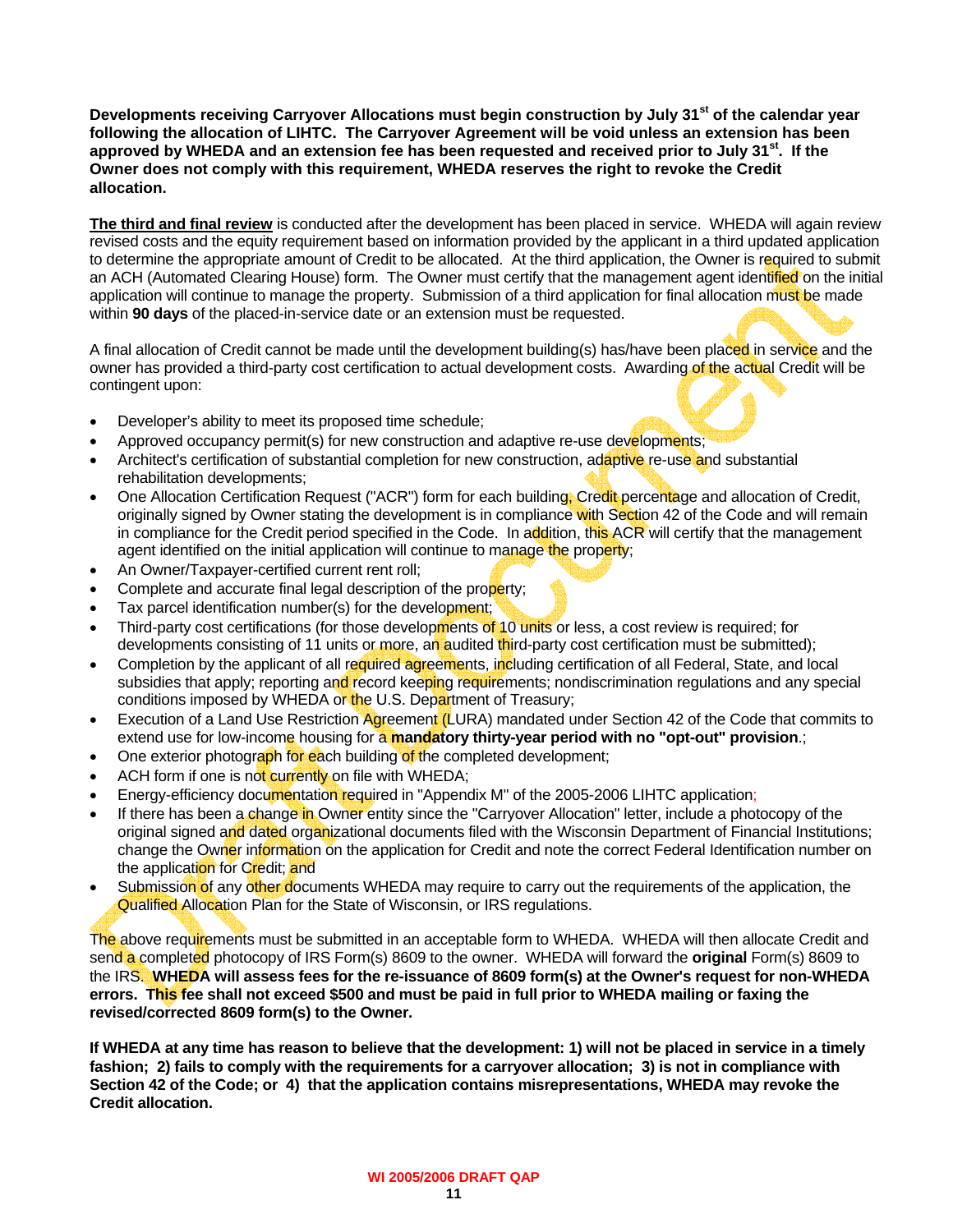**Developments receiving Carryover Allocations must begin construction by July 31st of the calendar year following the allocation of LIHTC. The Carryover Agreement will be void unless an extension has been approved by WHEDA and an extension fee has been requested and received prior to July 31st. If the Owner does not comply with this requirement, WHEDA reserves the right to revoke the Credit allocation.**

**The third and final review** is conducted after the development has been placed in service. WHEDA will again review revised costs and the equity requirement based on information provided by the applicant in a third updated application to determine the appropriate amount of Credit to be allocated. At the third application, the Owner is required to submit an ACH (Automated Clearing House) form. The Owner must certify that the management agent identified on the initial application will continue to manage the property. Submission of a third application for final allocation must be made within **90 days** of the placed-in-service date or an extension must be requested.

A final allocation of Credit cannot be made until the development building(s) has/have been placed in service and the owner has provided a third-party cost certification to actual development costs. Awarding of the actual Credit will be contingent upon:

- Developer's ability to meet its proposed time schedule;
- Approved occupancy permit(s) for new construction and adaptive re-use developments;
- Architect's certification of substantial completion for new construction, adaptive re-use and substantial rehabilitation developments;
- One Allocation Certification Request ("ACR") form for each building, Credit percentage and allocation of Credit, originally signed by Owner stating the development is in compliance with Section 42 of the Code and will remain in compliance for the Credit period specified in the Code. In addition, this ACR will certify that the management agent identified on the initial application will continue to manage the property;
- An Owner/Taxpayer-certified current rent roll;
- Complete and accurate final legal description of the property;
- Tax parcel identification number(s) for the development;
- Third-party cost certifications (for those developments of 10 units or less, a cost review is required; for developments consisting of 11 units or more, an audited third-party cost certification must be submitted);
- Completion by the applicant of all required agreements, including certification of all Federal, State, and local subsidies that apply; reporting and record keeping requirements; nondiscrimination regulations and any special conditions imposed by WHEDA or the U.S. Department of Treasury;
- Execution of a Land Use Restriction Agreement (LURA) mandated under Section 42 of the Code that commits to extend use for low-income housing for a **mandatory thirty-year period with no "opt-out" provision**.;
- One exterior photograph for each building of the completed development;
- ACH form if one is not currently on file with WHEDA;
- Energy-efficiency documentation required in "Appendix M" of the 2005-2006 LIHTC application;
- If there has been a change in Owner entity since the "Carryover Allocation" letter, include a photocopy of the original signed and dated organizational documents filed with the Wisconsin Department of Financial Institutions; change the Owner information on the application for Credit and note the correct Federal Identification number on the application for Credit; and
- Submission of any other documents WHEDA may require to carry out the requirements of the application, the Qualified Allocation Plan for the State of Wisconsin, or IRS regulations.

The above requirements must be submitted in an acceptable form to WHEDA. WHEDA will then allocate Credit and send a completed photocopy of IRS Form(s) 8609 to the owner. WHEDA will forward the **original** Form(s) 8609 to the IRS. **WHEDA will assess fees for the re-issuance of 8609 form(s) at the Owner's request for non-WHEDA errors. This fee shall not exceed $500 and must be paid in full prior to WHEDA mailing or faxing the revised/corrected 8609 form(s) to the Owner.**

**If WHEDA at any time has reason to believe that the development: 1) will not be placed in service in a timely fashion; 2) fails to comply with the requirements for a carryover allocation; 3) is not in compliance with Section 42 of the Code; or 4) that the application contains misrepresentations, WHEDA may revoke the Credit allocation.**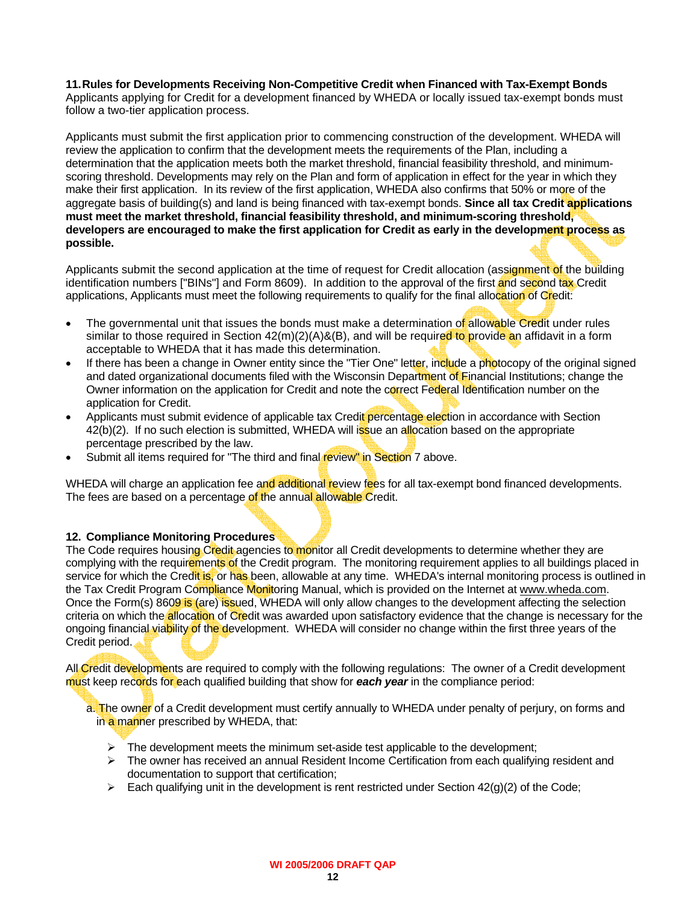**11. Rules for Developments Receiving Non-Competitive Credit when Financed with Tax-Exempt Bonds**
Applicants applying for Credit for a development financed by WHEDA or locally issued tax-exempt bonds must follow a two-tier application process.

Applicants must submit the first application prior to commencing construction of the development. WHEDA will review the application to confirm that the development meets the requirements of the Plan, including a determination that the application meets both the market threshold, financial feasibility threshold, and minimum-scoring threshold. Developments may rely on the Plan and form of application in effect for the year in which they make their first application. In its review of the first application, WHEDA also confirms that 50% or more of the aggregate basis of building(s) and land is being financed with tax-exempt bonds. **Since all tax Credit applications must meet the market threshold, financial feasibility threshold, and minimum-scoring threshold, developers are encouraged to make the first application for Credit as early in the development process as possible.**

Applicants submit the second application at the time of request for Credit allocation (assignment of the building identification numbers ["BINs"] and Form 8609). In addition to the approval of the first and second tax Credit applications, Applicants must meet the following requirements to qualify for the final allocation of Credit:

- The governmental unit that issues the bonds must make a determination of allowable Credit under rules similar to those required in Section 42(m)(2)(A)&(B), and will be required to provide an affidavit in a form acceptable to WHEDA that it has made this determination.
- If there has been a change in Owner entity since the "Tier One" letter, include a photocopy of the original signed and dated organizational documents filed with the Wisconsin Department of Financial Institutions; change the Owner information on the application for Credit and note the correct Federal Identification number on the application for Credit.
- Applicants must submit evidence of applicable tax Credit percentage election in accordance with Section 42(b)(2). If no such election is submitted, WHEDA will issue an allocation based on the appropriate percentage prescribed by the law.
- Submit all items required for "The third and final review" in Section 7 above.

WHEDA will charge an application fee and additional review fees for all tax-exempt bond financed developments. The fees are based on a percentage of the annual allowable Credit.

**12. Compliance Monitoring Procedures**
The Code requires housing Credit agencies to monitor all Credit developments to determine whether they are complying with the requirements of the Credit program. The monitoring requirement applies to all buildings placed in service for which the Credit is, or has been, allowable at any time. WHEDA's internal monitoring process is outlined in the Tax Credit Program Compliance Monitoring Manual, which is provided on the Internet at www.wheda.com. Once the Form(s) 8609 is (are) issued, WHEDA will only allow changes to the development affecting the selection criteria on which the allocation of Credit was awarded upon satisfactory evidence that the change is necessary for the ongoing financial viability of the development. WHEDA will consider no change within the first three years of the Credit period.

All Credit developments are required to comply with the following regulations: The owner of a Credit development must keep records for each qualified building that show for ***each year*** in the compliance period:

a. The owner of a Credit development must certify annually to WHEDA under penalty of perjury, on forms and in a manner prescribed by WHEDA, that:

- The development meets the minimum set-aside test applicable to the development;
- The owner has received an annual Resident Income Certification from each qualifying resident and documentation to support that certification;
- Each qualifying unit in the development is rent restricted under Section 42(g)(2) of the Code;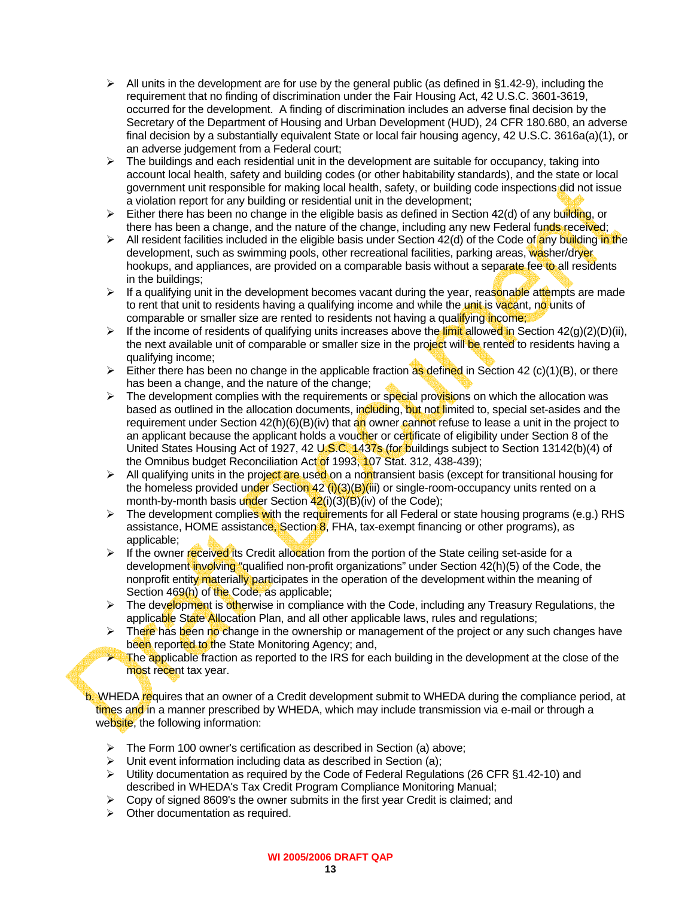- All units in the development are for use by the general public (as defined in §1.42-9), including the requirement that no finding of discrimination under the Fair Housing Act, 42 U.S.C. 3601-3619, occurred for the development. A finding of discrimination includes an adverse final decision by the Secretary of the Department of Housing and Urban Development (HUD), 24 CFR 180.680, an adverse final decision by a substantially equivalent State or local fair housing agency, 42 U.S.C. 3616a(a)(1), or an adverse judgement from a Federal court;
- The buildings and each residential unit in the development are suitable for occupancy, taking into account local health, safety and building codes (or other habitability standards), and the state or local government unit responsible for making local health, safety, or building code inspections did not issue a violation report for any building or residential unit in the development;
- Either there has been no change in the eligible basis as defined in Section 42(d) of any building, or there has been a change, and the nature of the change, including any new Federal funds received;
- All resident facilities included in the eligible basis under Section 42(d) of the Code of any building in the development, such as swimming pools, other recreational facilities, parking areas, washer/dryer hookups, and appliances, are provided on a comparable basis without a separate fee to all residents in the buildings;
- If a qualifying unit in the development becomes vacant during the year, reasonable attempts are made to rent that unit to residents having a qualifying income and while the unit is vacant, no units of comparable or smaller size are rented to residents not having a qualifying income;
- If the income of residents of qualifying units increases above the limit allowed in Section 42(g)(2)(D)(ii), the next available unit of comparable or smaller size in the project will be rented to residents having a qualifying income;
- Either there has been no change in the applicable fraction as defined in Section 42 (c)(1)(B), or there has been a change, and the nature of the change;
- The development complies with the requirements or special provisions on which the allocation was based as outlined in the allocation documents, including, but not limited to, special set-asides and the requirement under Section 42(h)(6)(B)(iv) that an owner cannot refuse to lease a unit in the project to an applicant because the applicant holds a voucher or certificate of eligibility under Section 8 of the United States Housing Act of 1927, 42 U.S.C. 1437s (for buildings subject to Section 13142(b)(4) of the Omnibus budget Reconciliation Act of 1993, 107 Stat. 312, 438-439);
- All qualifying units in the project are used on a nontransient basis (except for transitional housing for the homeless provided under Section 42 (i)(3)(B)(iii) or single-room-occupancy units rented on a month-by-month basis under Section 42(i)(3)(B)(iv) of the Code);
- The development complies with the requirements for all Federal or state housing programs (e.g.) RHS assistance, HOME assistance, Section 8, FHA, tax-exempt financing or other programs), as applicable;
- If the owner received its Credit allocation from the portion of the State ceiling set-aside for a development involving "qualified non-profit organizations" under Section 42(h)(5) of the Code, the nonprofit entity materially participates in the operation of the development within the meaning of Section 469(h) of the Code, as applicable;
- The development is otherwise in compliance with the Code, including any Treasury Regulations, the applicable State Allocation Plan, and all other applicable laws, rules and regulations;
- There has been no change in the ownership or management of the project or any such changes have been reported to the State Monitoring Agency; and,
- The applicable fraction as reported to the IRS for each building in the development at the close of the most recent tax year.

b. WHEDA requires that an owner of a Credit development submit to WHEDA during the compliance period, at times and in a manner prescribed by WHEDA, which may include transmission via e-mail or through a website, the following information:

- The Form 100 owner's certification as described in Section (a) above;
- Unit event information including data as described in Section (a);
- Utility documentation as required by the Code of Federal Regulations (26 CFR §1.42-10) and described in WHEDA's Tax Credit Program Compliance Monitoring Manual;
- Copy of signed 8609's the owner submits in the first year Credit is claimed; and
- Other documentation as required.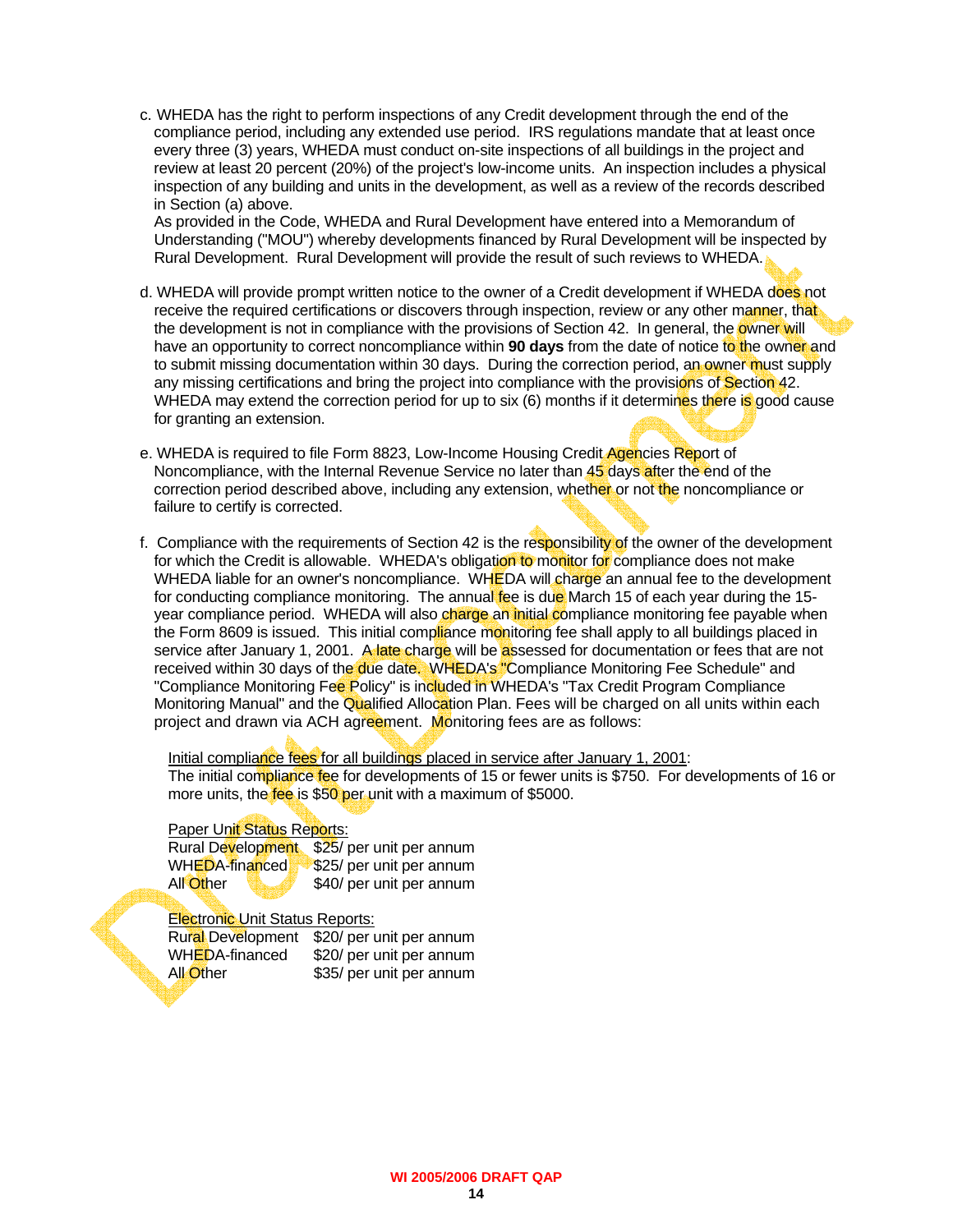c. WHEDA has the right to perform inspections of any Credit development through the end of the compliance period, including any extended use period. IRS regulations mandate that at least once every three (3) years, WHEDA must conduct on-site inspections of all buildings in the project and review at least 20 percent (20%) of the project's low-income units. An inspection includes a physical inspection of any building and units in the development, as well as a review of the records described in Section (a) above.
As provided in the Code, WHEDA and Rural Development have entered into a Memorandum of Understanding ("MOU") whereby developments financed by Rural Development will be inspected by Rural Development. Rural Development will provide the result of such reviews to WHEDA.

d. WHEDA will provide prompt written notice to the owner of a Credit development if WHEDA does not receive the required certifications or discovers through inspection, review or any other manner, that the development is not in compliance with the provisions of Section 42. In general, the owner will have an opportunity to correct noncompliance within **90 days** from the date of notice to the owner and to submit missing documentation within 30 days. During the correction period, an owner must supply any missing certifications and bring the project into compliance with the provisions of Section 42. WHEDA may extend the correction period for up to six (6) months if it determines there is good cause for granting an extension.

e. WHEDA is required to file Form 8823, Low-Income Housing Credit Agencies Report of Noncompliance, with the Internal Revenue Service no later than 45 days after the end of the correction period described above, including any extension, whether or not the noncompliance or failure to certify is corrected.

f. Compliance with the requirements of Section 42 is the responsibility of the owner of the development for which the Credit is allowable. WHEDA's obligation to monitor for compliance does not make WHEDA liable for an owner's noncompliance. WHEDA will charge an annual fee to the development for conducting compliance monitoring. The annual fee is due March 15 of each year during the 15-year compliance period. WHEDA will also charge an initial compliance monitoring fee payable when the Form 8609 is issued. This initial compliance monitoring fee shall apply to all buildings placed in service after January 1, 2001. A late charge will be assessed for documentation or fees that are not received within 30 days of the due date. WHEDA's "Compliance Monitoring Fee Schedule" and "Compliance Monitoring Fee Policy" is included in WHEDA's "Tax Credit Program Compliance Monitoring Manual" and the Qualified Allocation Plan. Fees will be charged on all units within each project and drawn via ACH agreement. Monitoring fees are as follows:

Initial compliance fees for all buildings placed in service after January 1, 2001:
The initial compliance fee for developments of 15 or fewer units is $750. For developments of 16 or more units, the fee is $50 per unit with a maximum of $5000.

Paper Unit Status Reports:

| | |
|---|---|
| Rural Development | $25/ per unit per annum |
| WHEDA-financed | $25/ per unit per annum |
| All Other | $40/ per unit per annum |

Electronic Unit Status Reports:

| | |
|---|---|
| Rural Development | $20/ per unit per annum |
| WHEDA-financed | $20/ per unit per annum |
| All Other | $35/ per unit per annum |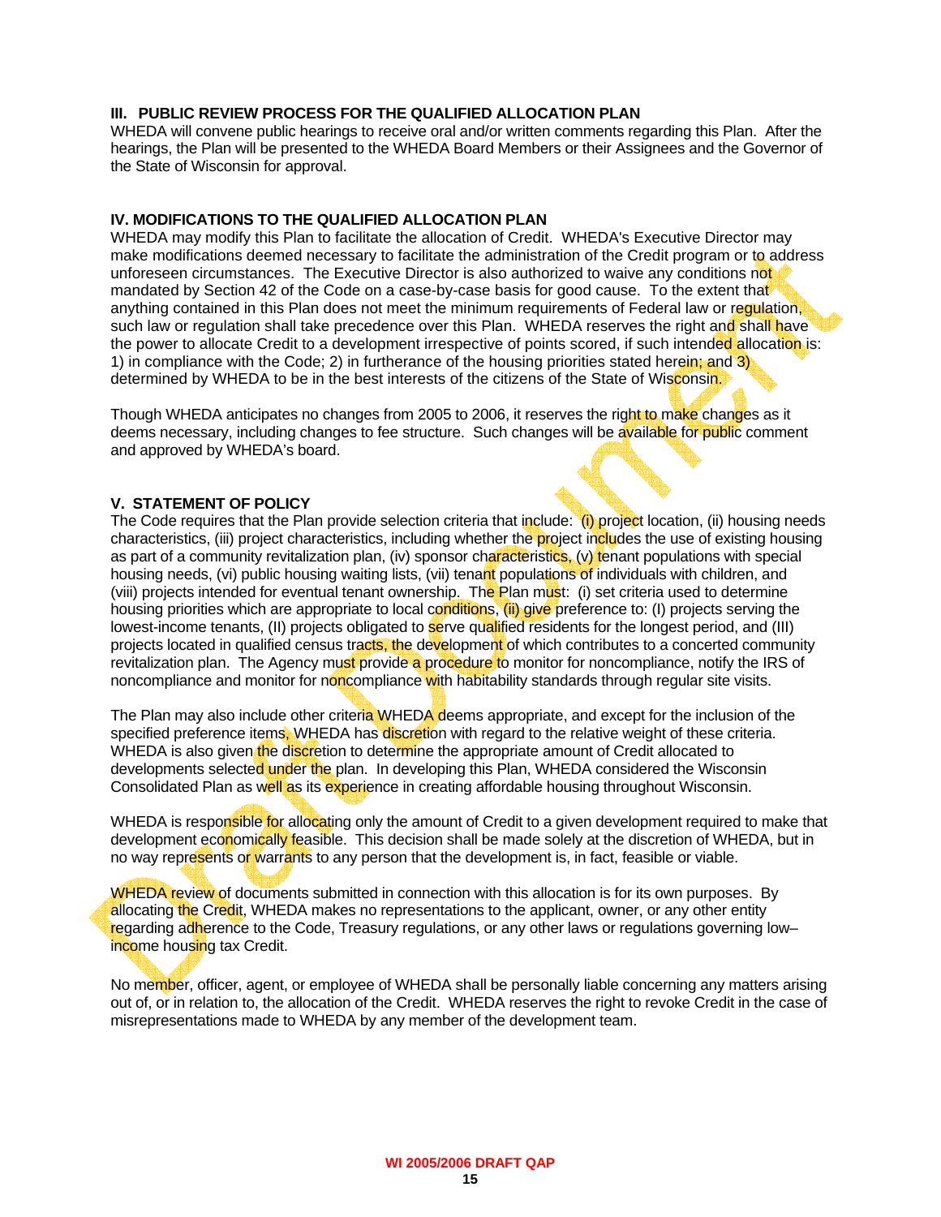### III. PUBLIC REVIEW PROCESS FOR THE QUALIFIED ALLOCATION PLAN

WHEDA will convene public hearings to receive oral and/or written comments regarding this Plan. After the hearings, the Plan will be presented to the WHEDA Board Members or their Assignees and the Governor of the State of Wisconsin for approval.

### IV. MODIFICATIONS TO THE QUALIFIED ALLOCATION PLAN

WHEDA may modify this Plan to facilitate the allocation of Credit. WHEDA's Executive Director may make modifications deemed necessary to facilitate the administration of the Credit program or to address unforeseen circumstances. The Executive Director is also authorized to waive any conditions not mandated by Section 42 of the Code on a case-by-case basis for good cause. To the extent that anything contained in this Plan does not meet the minimum requirements of Federal law or regulation, such law or regulation shall take precedence over this Plan. WHEDA reserves the right and shall have the power to allocate Credit to a development irrespective of points scored, if such intended allocation is: 1) in compliance with the Code; 2) in furtherance of the housing priorities stated herein; and 3) determined by WHEDA to be in the best interests of the citizens of the State of Wisconsin.

Though WHEDA anticipates no changes from 2005 to 2006, it reserves the right to make changes as it deems necessary, including changes to fee structure. Such changes will be available for public comment and approved by WHEDA's board.

### V. STATEMENT OF POLICY

The Code requires that the Plan provide selection criteria that include: (i) project location, (ii) housing needs characteristics, (iii) project characteristics, including whether the project includes the use of existing housing as part of a community revitalization plan, (iv) sponsor characteristics, (v) tenant populations with special housing needs, (vi) public housing waiting lists, (vii) tenant populations of individuals with children, and (viii) projects intended for eventual tenant ownership. The Plan must: (i) set criteria used to determine housing priorities which are appropriate to local conditions, (ii) give preference to: (I) projects serving the lowest-income tenants, (II) projects obligated to serve qualified residents for the longest period, and (III) projects located in qualified census tracts, the development of which contributes to a concerted community revitalization plan. The Agency must provide a procedure to monitor for noncompliance, notify the IRS of noncompliance and monitor for noncompliance with habitability standards through regular site visits.

The Plan may also include other criteria WHEDA deems appropriate, and except for the inclusion of the specified preference items, WHEDA has discretion with regard to the relative weight of these criteria. WHEDA is also given the discretion to determine the appropriate amount of Credit allocated to developments selected under the plan. In developing this Plan, WHEDA considered the Wisconsin Consolidated Plan as well as its experience in creating affordable housing throughout Wisconsin.

WHEDA is responsible for allocating only the amount of Credit to a given development required to make that development economically feasible. This decision shall be made solely at the discretion of WHEDA, but in no way represents or warrants to any person that the development is, in fact, feasible or viable.

WHEDA review of documents submitted in connection with this allocation is for its own purposes. By allocating the Credit, WHEDA makes no representations to the applicant, owner, or any other entity regarding adherence to the Code, Treasury regulations, or any other laws or regulations governing low–income housing tax Credit.

No member, officer, agent, or employee of WHEDA shall be personally liable concerning any matters arising out of, or in relation to, the allocation of the Credit. WHEDA reserves the right to revoke Credit in the case of misrepresentations made to WHEDA by any member of the development team.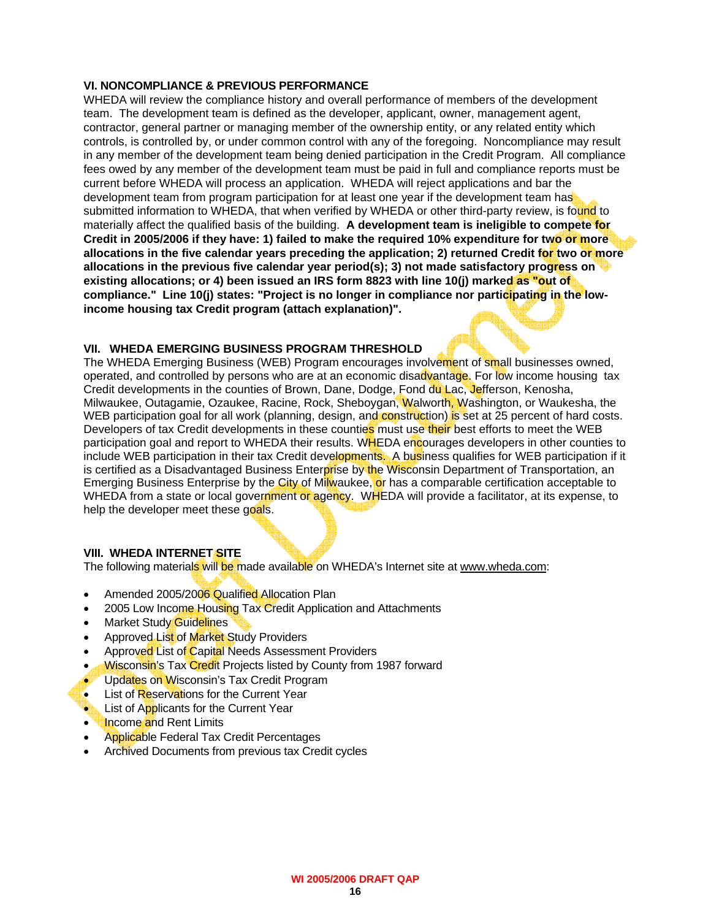### VI. NONCOMPLIANCE & PREVIOUS PERFORMANCE

WHEDA will review the compliance history and overall performance of members of the development team. The development team is defined as the developer, applicant, owner, management agent, contractor, general partner or managing member of the ownership entity, or any related entity which controls, is controlled by, or under common control with any of the foregoing. Noncompliance may result in any member of the development team being denied participation in the Credit Program. All compliance fees owed by any member of the development team must be paid in full and compliance reports must be current before WHEDA will process an application. WHEDA will reject applications and bar the development team from program participation for at least one year if the development team has submitted information to WHEDA, that when verified by WHEDA or other third-party review, is found to materially affect the qualified basis of the building. **A development team is ineligible to compete for Credit in 2005/2006 if they have: 1) failed to make the required 10% expenditure for two or more allocations in the five calendar years preceding the application; 2) returned Credit for two or more allocations in the previous five calendar year period(s); 3) not made satisfactory progress on existing allocations; or 4) been issued an IRS form 8823 with line 10(j) marked as "out of compliance." Line 10(j) states: "Project is no longer in compliance nor participating in the low-income housing tax Credit program (attach explanation)".**

### VII. WHEDA EMERGING BUSINESS PROGRAM THRESHOLD

The WHEDA Emerging Business (WEB) Program encourages involvement of small businesses owned, operated, and controlled by persons who are at an economic disadvantage. For low income housing tax Credit developments in the counties of Brown, Dane, Dodge, Fond du Lac, Jefferson, Kenosha, Milwaukee, Outagamie, Ozaukee, Racine, Rock, Sheboygan, Walworth, Washington, or Waukesha, the WEB participation goal for all work (planning, design, and construction) is set at 25 percent of hard costs. Developers of tax Credit developments in these counties must use their best efforts to meet the WEB participation goal and report to WHEDA their results. WHEDA encourages developers in other counties to include WEB participation in their tax Credit developments. A business qualifies for WEB participation if it is certified as a Disadvantaged Business Enterprise by the Wisconsin Department of Transportation, an Emerging Business Enterprise by the City of Milwaukee, or has a comparable certification acceptable to WHEDA from a state or local government or agency. WHEDA will provide a facilitator, at its expense, to help the developer meet these goals.

### VIII. WHEDA INTERNET SITE

The following materials will be made available on WHEDA's Internet site at www.wheda.com:

- Amended 2005/2006 Qualified Allocation Plan
- 2005 Low Income Housing Tax Credit Application and Attachments
- Market Study Guidelines
- Approved List of Market Study Providers
- Approved List of Capital Needs Assessment Providers
- Wisconsin's Tax Credit Projects listed by County from 1987 forward
- Updates on Wisconsin's Tax Credit Program
- List of Reservations for the Current Year
- List of Applicants for the Current Year
- Income and Rent Limits
- Applicable Federal Tax Credit Percentages
- Archived Documents from previous tax Credit cycles